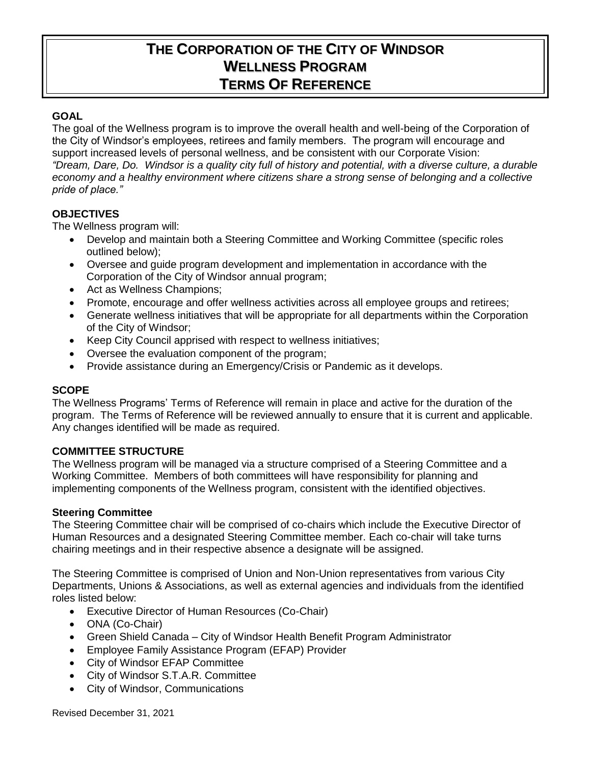# THE CORPORATION OF THE CITY OF WINDSOR
# WELLNESS PROGRAM
# TERMS OF REFERENCE

## GOAL

The goal of the Wellness program is to improve the overall health and well-being of the Corporation of the City of Windsor's employees, retirees and family members. The program will encourage and support increased levels of personal wellness, and be consistent with our Corporate Vision: *"Dream, Dare, Do. Windsor is a quality city full of history and potential, with a diverse culture, a durable economy and a healthy environment where citizens share a strong sense of belonging and a collective pride of place."*

## OBJECTIVES

The Wellness program will:

- Develop and maintain both a Steering Committee and Working Committee (specific roles outlined below);
- Oversee and guide program development and implementation in accordance with the Corporation of the City of Windsor annual program;
- Act as Wellness Champions;
- Promote, encourage and offer wellness activities across all employee groups and retirees;
- Generate wellness initiatives that will be appropriate for all departments within the Corporation of the City of Windsor;
- Keep City Council apprised with respect to wellness initiatives;
- Oversee the evaluation component of the program;
- Provide assistance during an Emergency/Crisis or Pandemic as it develops.

## SCOPE

The Wellness Programs' Terms of Reference will remain in place and active for the duration of the program. The Terms of Reference will be reviewed annually to ensure that it is current and applicable. Any changes identified will be made as required.

## COMMITTEE STRUCTURE

The Wellness program will be managed via a structure comprised of a Steering Committee and a Working Committee. Members of both committees will have responsibility for planning and implementing components of the Wellness program, consistent with the identified objectives.

### Steering Committee

The Steering Committee chair will be comprised of co-chairs which include the Executive Director of Human Resources and a designated Steering Committee member. Each co-chair will take turns chairing meetings and in their respective absence a designate will be assigned.

The Steering Committee is comprised of Union and Non-Union representatives from various City Departments, Unions & Associations, as well as external agencies and individuals from the identified roles listed below:

- Executive Director of Human Resources (Co-Chair)
- ONA (Co-Chair)
- Green Shield Canada – City of Windsor Health Benefit Program Administrator
- Employee Family Assistance Program (EFAP) Provider
- City of Windsor EFAP Committee
- City of Windsor S.T.A.R. Committee
- City of Windsor, Communications

Revised December 31, 2021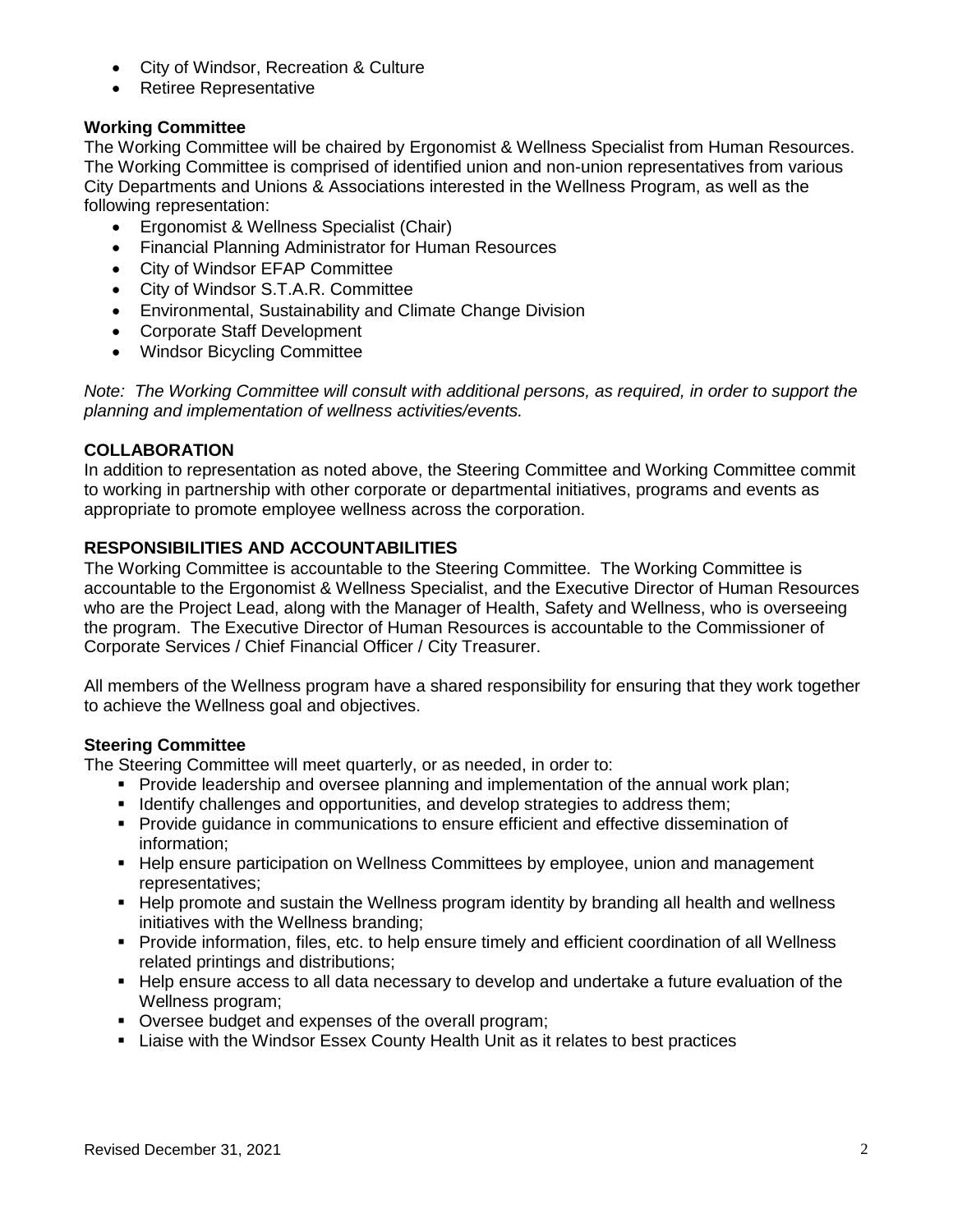- City of Windsor, Recreation & Culture
- Retiree Representative

### Working Committee

The Working Committee will be chaired by Ergonomist & Wellness Specialist from Human Resources. The Working Committee is comprised of identified union and non-union representatives from various City Departments and Unions & Associations interested in the Wellness Program, as well as the following representation:

- Ergonomist & Wellness Specialist (Chair)
- Financial Planning Administrator for Human Resources
- City of Windsor EFAP Committee
- City of Windsor S.T.A.R. Committee
- Environmental, Sustainability and Climate Change Division
- Corporate Staff Development
- Windsor Bicycling Committee

*Note: The Working Committee will consult with additional persons, as required, in order to support the planning and implementation of wellness activities/events.*

## COLLABORATION

In addition to representation as noted above, the Steering Committee and Working Committee commit to working in partnership with other corporate or departmental initiatives, programs and events as appropriate to promote employee wellness across the corporation.

## RESPONSIBILITIES AND ACCOUNTABILITIES

The Working Committee is accountable to the Steering Committee. The Working Committee is accountable to the Ergonomist & Wellness Specialist, and the Executive Director of Human Resources who are the Project Lead, along with the Manager of Health, Safety and Wellness, who is overseeing the program. The Executive Director of Human Resources is accountable to the Commissioner of Corporate Services / Chief Financial Officer / City Treasurer.

All members of the Wellness program have a shared responsibility for ensuring that they work together to achieve the Wellness goal and objectives.

### Steering Committee

The Steering Committee will meet quarterly, or as needed, in order to:

- Provide leadership and oversee planning and implementation of the annual work plan;
- Identify challenges and opportunities, and develop strategies to address them;
- Provide guidance in communications to ensure efficient and effective dissemination of information;
- Help ensure participation on Wellness Committees by employee, union and management representatives;
- Help promote and sustain the Wellness program identity by branding all health and wellness initiatives with the Wellness branding;
- Provide information, files, etc. to help ensure timely and efficient coordination of all Wellness related printings and distributions;
- Help ensure access to all data necessary to develop and undertake a future evaluation of the Wellness program;
- Oversee budget and expenses of the overall program;
- Liaise with the Windsor Essex County Health Unit as it relates to best practices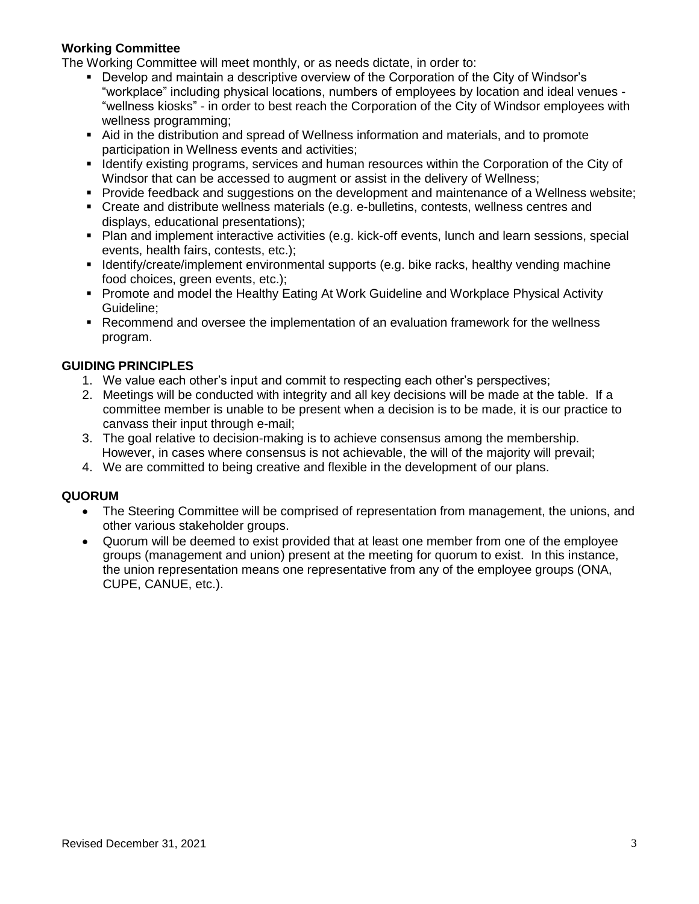**Working Committee**

The Working Committee will meet monthly, or as needs dictate, in order to:

- Develop and maintain a descriptive overview of the Corporation of the City of Windsor's "workplace" including physical locations, numbers of employees by location and ideal venues - "wellness kiosks" - in order to best reach the Corporation of the City of Windsor employees with wellness programming;
- Aid in the distribution and spread of Wellness information and materials, and to promote participation in Wellness events and activities;
- Identify existing programs, services and human resources within the Corporation of the City of Windsor that can be accessed to augment or assist in the delivery of Wellness;
- Provide feedback and suggestions on the development and maintenance of a Wellness website;
- Create and distribute wellness materials (e.g. e-bulletins, contests, wellness centres and displays, educational presentations);
- Plan and implement interactive activities (e.g. kick-off events, lunch and learn sessions, special events, health fairs, contests, etc.);
- Identify/create/implement environmental supports (e.g. bike racks, healthy vending machine food choices, green events, etc.);
- Promote and model the Healthy Eating At Work Guideline and Workplace Physical Activity Guideline;
- Recommend and oversee the implementation of an evaluation framework for the wellness program.

**GUIDING PRINCIPLES**

1. We value each other's input and commit to respecting each other's perspectives;
2. Meetings will be conducted with integrity and all key decisions will be made at the table. If a committee member is unable to be present when a decision is to be made, it is our practice to canvass their input through e-mail;
3. The goal relative to decision-making is to achieve consensus among the membership. However, in cases where consensus is not achievable, the will of the majority will prevail;
4. We are committed to being creative and flexible in the development of our plans.

**QUORUM**

- The Steering Committee will be comprised of representation from management, the unions, and other various stakeholder groups.
- Quorum will be deemed to exist provided that at least one member from one of the employee groups (management and union) present at the meeting for quorum to exist. In this instance, the union representation means one representative from any of the employee groups (ONA, CUPE, CANUE, etc.).

Revised December 31, 2021